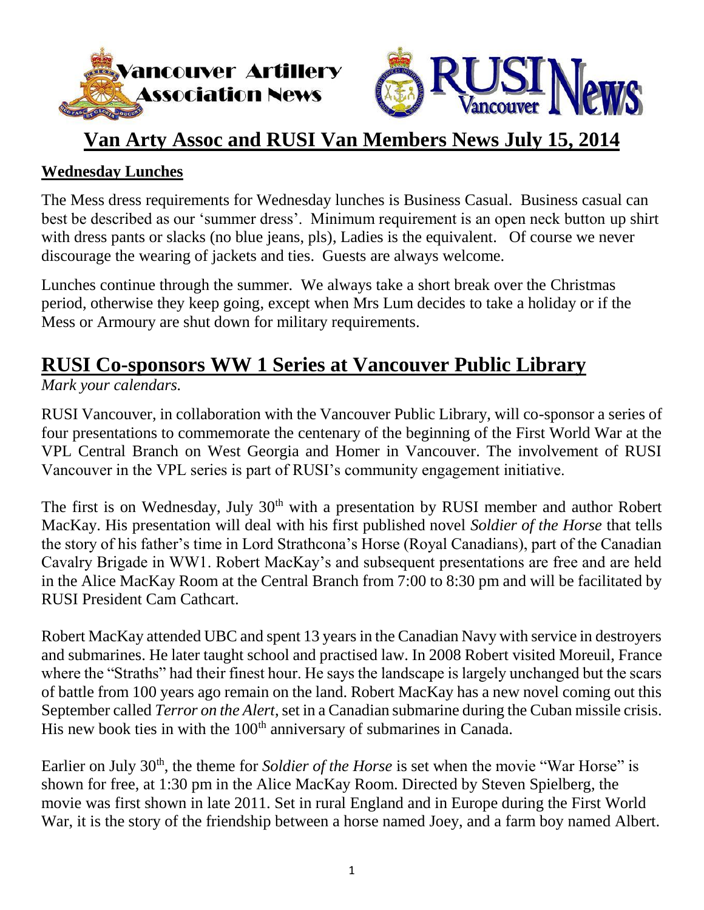Vancouver Artillery Association News

RUSI Vancouver News

# Van Arty Assoc and RUSI Van Members News July 15, 2014

## Wednesday Lunches

The Mess dress requirements for Wednesday lunches is Business Casual. Business casual can best be described as our 'summer dress'. Minimum requirement is an open neck button up shirt with dress pants or slacks (no blue jeans, pls), Ladies is the equivalent. Of course we never discourage the wearing of jackets and ties. Guests are always welcome.

Lunches continue through the summer. We always take a short break over the Christmas period, otherwise they keep going, except when Mrs Lum decides to take a holiday or if the Mess or Armoury are shut down for military requirements.

## RUSI Co-sponsors WW 1 Series at Vancouver Public Library

*Mark your calendars.*

RUSI Vancouver, in collaboration with the Vancouver Public Library, will co-sponsor a series of four presentations to commemorate the centenary of the beginning of the First World War at the VPL Central Branch on West Georgia and Homer in Vancouver. The involvement of RUSI Vancouver in the VPL series is part of RUSI's community engagement initiative.

The first is on Wednesday, July 30th with a presentation by RUSI member and author Robert MacKay. His presentation will deal with his first published novel *Soldier of the Horse* that tells the story of his father's time in Lord Strathcona's Horse (Royal Canadians), part of the Canadian Cavalry Brigade in WW1. Robert MacKay's and subsequent presentations are free and are held in the Alice MacKay Room at the Central Branch from 7:00 to 8:30 pm and will be facilitated by RUSI President Cam Cathcart.

Robert MacKay attended UBC and spent 13 years in the Canadian Navy with service in destroyers and submarines. He later taught school and practised law. In 2008 Robert visited Moreuil, France where the "Straths" had their finest hour. He says the landscape is largely unchanged but the scars of battle from 100 years ago remain on the land. Robert MacKay has a new novel coming out this September called *Terror on the Alert*, set in a Canadian submarine during the Cuban missile crisis. His new book ties in with the 100th anniversary of submarines in Canada.

Earlier on July 30th, the theme for *Soldier of the Horse* is set when the movie "War Horse" is shown for free, at 1:30 pm in the Alice MacKay Room. Directed by Steven Spielberg, the movie was first shown in late 2011. Set in rural England and in Europe during the First World War, it is the story of the friendship between a horse named Joey, and a farm boy named Albert.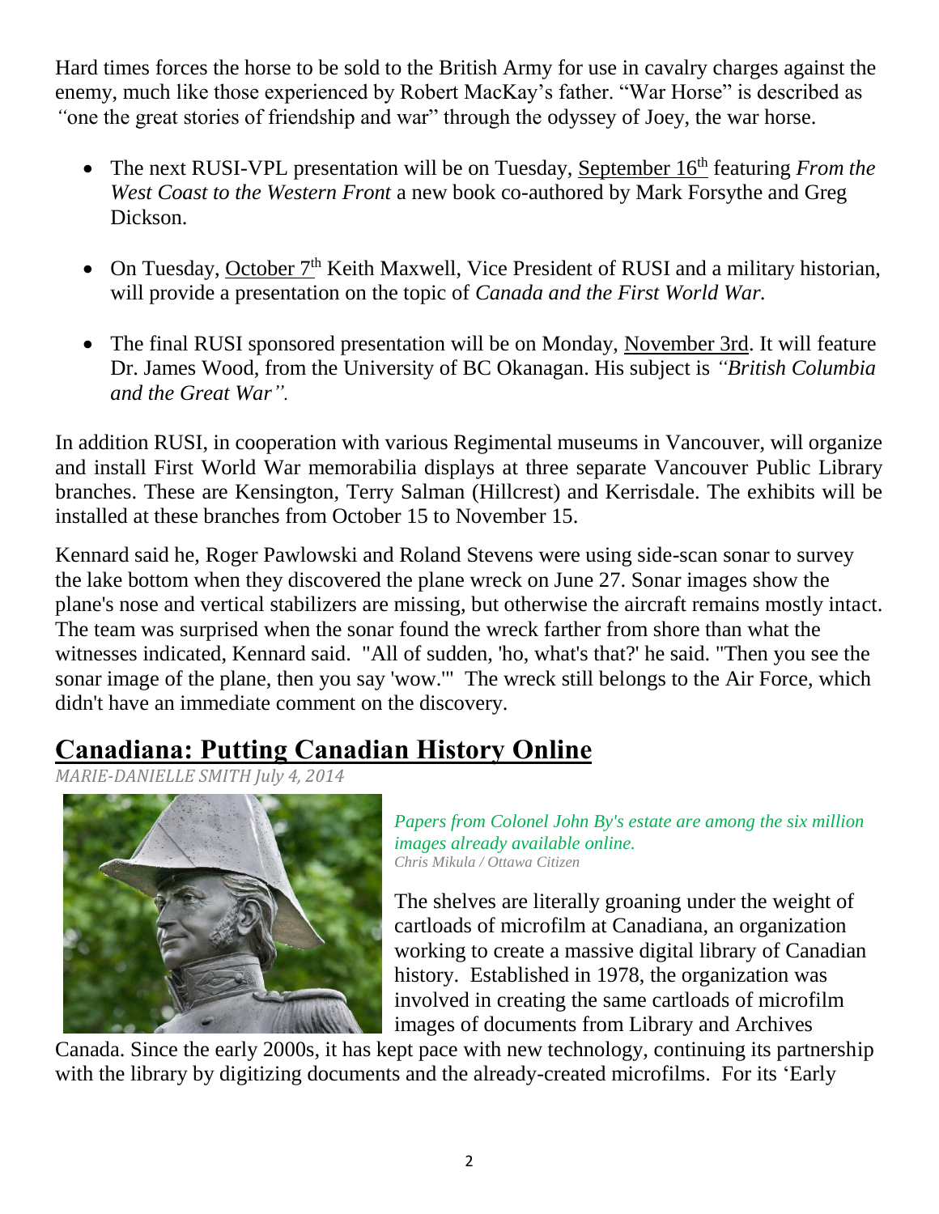Hard times forces the horse to be sold to the British Army for use in cavalry charges against the enemy, much like those experienced by Robert MacKay's father. "War Horse" is described as *"*one the great stories of friendship and war" through the odyssey of Joey, the war horse.

- The next RUSI-VPL presentation will be on Tuesday, September 16th featuring *From the West Coast to the Western Front* a new book co-authored by Mark Forsythe and Greg Dickson.
- On Tuesday, October 7th Keith Maxwell, Vice President of RUSI and a military historian, will provide a presentation on the topic of *Canada and the First World War.*
- The final RUSI sponsored presentation will be on Monday, November 3rd. It will feature Dr. James Wood, from the University of BC Okanagan. His subject is *"British Columbia and the Great War".*

In addition RUSI, in cooperation with various Regimental museums in Vancouver, will organize and install First World War memorabilia displays at three separate Vancouver Public Library branches. These are Kensington, Terry Salman (Hillcrest) and Kerrisdale. The exhibits will be installed at these branches from October 15 to November 15.

Kennard said he, Roger Pawlowski and Roland Stevens were using side-scan sonar to survey the lake bottom when they discovered the plane wreck on June 27. Sonar images show the plane's nose and vertical stabilizers are missing, but otherwise the aircraft remains mostly intact. The team was surprised when the sonar found the wreck farther from shore than what the witnesses indicated, Kennard said. "All of sudden, 'ho, what's that?' he said. "Then you see the sonar image of the plane, then you say 'wow.'" The wreck still belongs to the Air Force, which didn't have an immediate comment on the discovery.

## Canadiana: Putting Canadian History Online

*MARIE-DANIELLE SMITH July 4, 2014*

*Papers from Colonel John By's estate are among the six million images already available online.*
*Chris Mikula / Ottawa Citizen*

The shelves are literally groaning under the weight of cartloads of microfilm at Canadiana, an organization working to create a massive digital library of Canadian history. Established in 1978, the organization was involved in creating the same cartloads of microfilm images of documents from Library and Archives Canada. Since the early 2000s, it has kept pace with new technology, continuing its partnership with the library by digitizing documents and the already-created microfilms. For its 'Early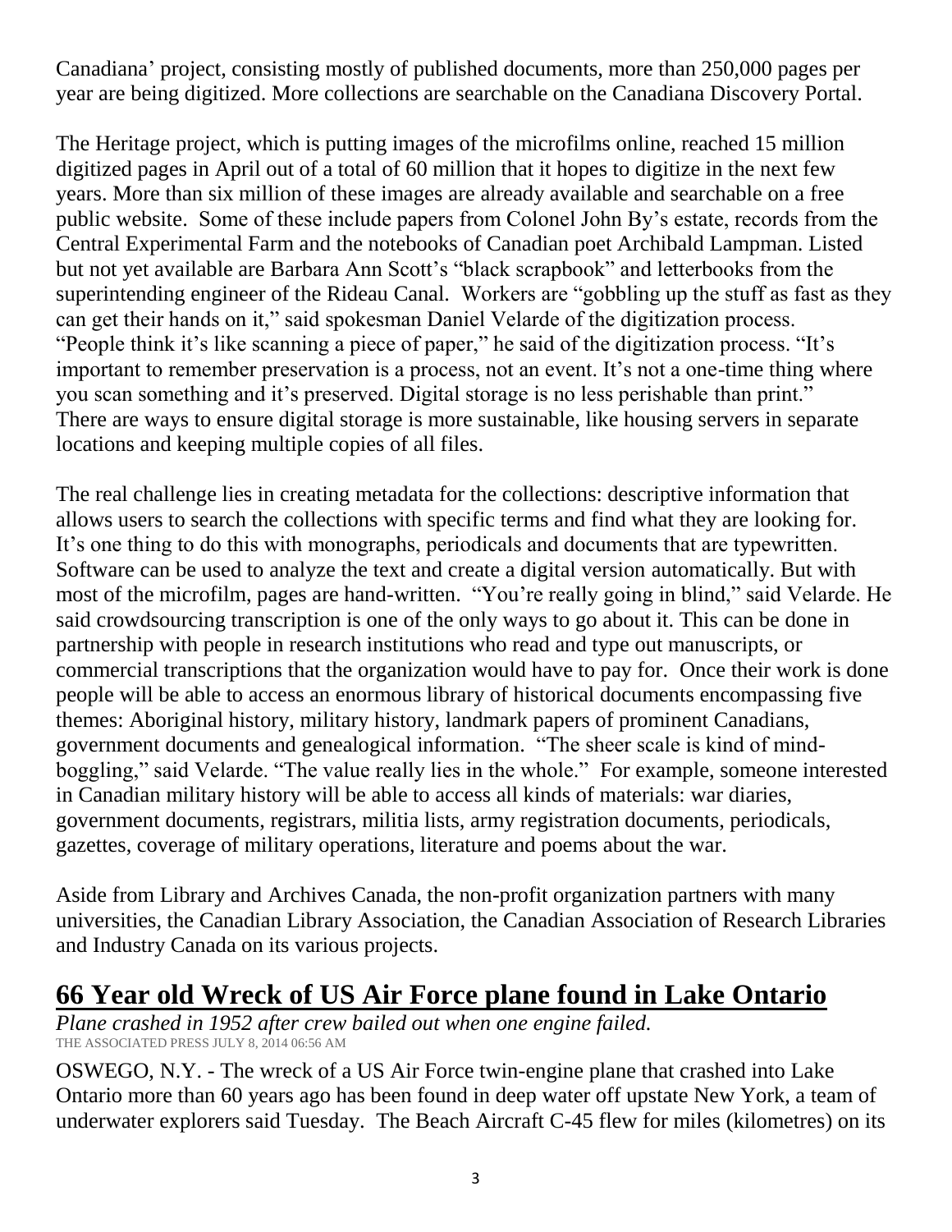Canadiana' project, consisting mostly of published documents, more than 250,000 pages per year are being digitized. More collections are searchable on the Canadiana Discovery Portal.

The Heritage project, which is putting images of the microfilms online, reached 15 million digitized pages in April out of a total of 60 million that it hopes to digitize in the next few years. More than six million of these images are already available and searchable on a free public website. Some of these include papers from Colonel John By's estate, records from the Central Experimental Farm and the notebooks of Canadian poet Archibald Lampman. Listed but not yet available are Barbara Ann Scott's "black scrapbook" and letterbooks from the superintending engineer of the Rideau Canal. Workers are "gobbling up the stuff as fast as they can get their hands on it," said spokesman Daniel Velarde of the digitization process. "People think it's like scanning a piece of paper," he said of the digitization process. "It's important to remember preservation is a process, not an event. It's not a one-time thing where you scan something and it's preserved. Digital storage is no less perishable than print." There are ways to ensure digital storage is more sustainable, like housing servers in separate locations and keeping multiple copies of all files.

The real challenge lies in creating metadata for the collections: descriptive information that allows users to search the collections with specific terms and find what they are looking for. It's one thing to do this with monographs, periodicals and documents that are typewritten. Software can be used to analyze the text and create a digital version automatically. But with most of the microfilm, pages are hand-written. "You're really going in blind," said Velarde. He said crowdsourcing transcription is one of the only ways to go about it. This can be done in partnership with people in research institutions who read and type out manuscripts, or commercial transcriptions that the organization would have to pay for. Once their work is done people will be able to access an enormous library of historical documents encompassing five themes: Aboriginal history, military history, landmark papers of prominent Canadians, government documents and genealogical information. "The sheer scale is kind of mind-boggling," said Velarde. "The value really lies in the whole." For example, someone interested in Canadian military history will be able to access all kinds of materials: war diaries, government documents, registrars, militia lists, army registration documents, periodicals, gazettes, coverage of military operations, literature and poems about the war.

Aside from Library and Archives Canada, the non-profit organization partners with many universities, the Canadian Library Association, the Canadian Association of Research Libraries and Industry Canada on its various projects.

## 66 Year old Wreck of US Air Force plane found in Lake Ontario

*Plane crashed in 1952 after crew bailed out when one engine failed.*

THE ASSOCIATED PRESS JULY 8, 2014 06:56 AM

OSWEGO, N.Y. - The wreck of a US Air Force twin-engine plane that crashed into Lake Ontario more than 60 years ago has been found in deep water off upstate New York, a team of underwater explorers said Tuesday. The Beach Aircraft C-45 flew for miles (kilometres) on its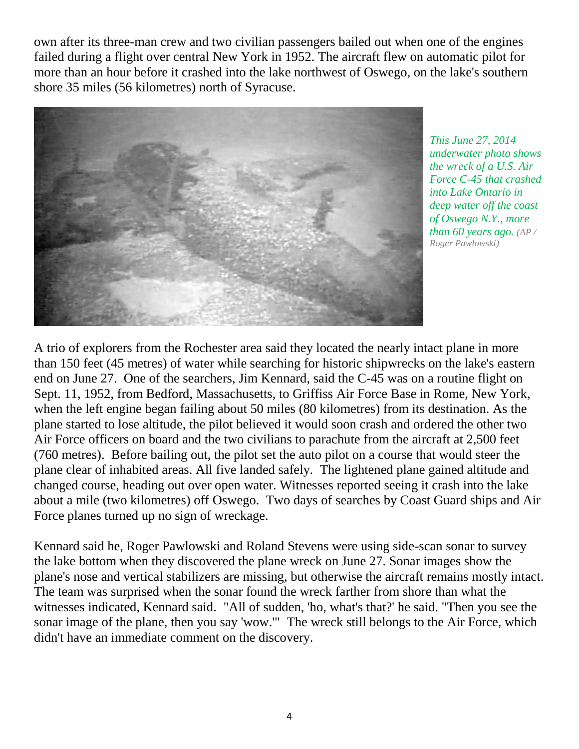own after its three-man crew and two civilian passengers bailed out when one of the engines failed during a flight over central New York in 1952. The aircraft flew on automatic pilot for more than an hour before it crashed into the lake northwest of Oswego, on the lake's southern shore 35 miles (56 kilometres) north of Syracuse.

*This June 27, 2014 underwater photo shows the wreck of a U.S. Air Force C-45 that crashed into Lake Ontario in deep water off the coast of Oswego N.Y., more than 60 years ago. (AP / Roger Pawlowski)*

A trio of explorers from the Rochester area said they located the nearly intact plane in more than 150 feet (45 metres) of water while searching for historic shipwrecks on the lake's eastern end on June 27. One of the searchers, Jim Kennard, said the C-45 was on a routine flight on Sept. 11, 1952, from Bedford, Massachusetts, to Griffiss Air Force Base in Rome, New York, when the left engine began failing about 50 miles (80 kilometres) from its destination. As the plane started to lose altitude, the pilot believed it would soon crash and ordered the other two Air Force officers on board and the two civilians to parachute from the aircraft at 2,500 feet (760 metres). Before bailing out, the pilot set the auto pilot on a course that would steer the plane clear of inhabited areas. All five landed safely. The lightened plane gained altitude and changed course, heading out over open water. Witnesses reported seeing it crash into the lake about a mile (two kilometres) off Oswego. Two days of searches by Coast Guard ships and Air Force planes turned up no sign of wreckage.

Kennard said he, Roger Pawlowski and Roland Stevens were using side-scan sonar to survey the lake bottom when they discovered the plane wreck on June 27. Sonar images show the plane's nose and vertical stabilizers are missing, but otherwise the aircraft remains mostly intact. The team was surprised when the sonar found the wreck farther from shore than what the witnesses indicated, Kennard said. "All of sudden, 'ho, what's that?' he said. "Then you see the sonar image of the plane, then you say 'wow.'" The wreck still belongs to the Air Force, which didn't have an immediate comment on the discovery.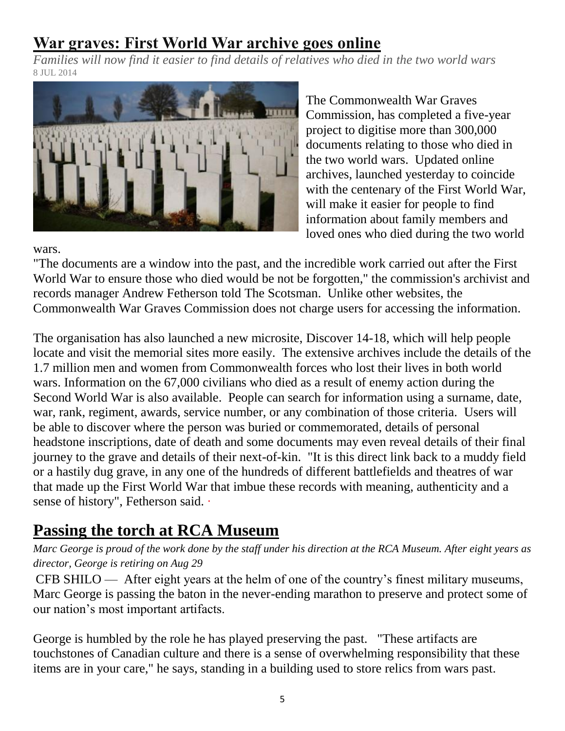## War graves: First World War archive goes online

*Families will now find it easier to find details of relatives who died in the two world wars*
8 JUL 2014

The Commonwealth War Graves Commission, has completed a five-year project to digitise more than 300,000 documents relating to those who died in the two world wars. Updated online archives, launched yesterday to coincide with the centenary of the First World War, will make it easier for people to find information about family members and loved ones who died during the two world wars.

"The documents are a window into the past, and the incredible work carried out after the First World War to ensure those who died would be not be forgotten," the commission's archivist and records manager Andrew Fetherson told The Scotsman. Unlike other websites, the Commonwealth War Graves Commission does not charge users for accessing the information.

The organisation has also launched a new microsite, Discover 14-18, which will help people locate and visit the memorial sites more easily. The extensive archives include the details of the 1.7 million men and women from Commonwealth forces who lost their lives in both world wars. Information on the 67,000 civilians who died as a result of enemy action during the Second World War is also available. People can search for information using a surname, date, war, rank, regiment, awards, service number, or any combination of those criteria. Users will be able to discover where the person was buried or commemorated, details of personal headstone inscriptions, date of death and some documents may even reveal details of their final journey to the grave and details of their next-of-kin. "It is this direct link back to a muddy field or a hastily dug grave, in any one of the hundreds of different battlefields and theatres of war that made up the First World War that imbue these records with meaning, authenticity and a sense of history", Fetherson said.

## Passing the torch at RCA Museum

*Marc George is proud of the work done by the staff under his direction at the RCA Museum. After eight years as director, George is retiring on Aug 29*

CFB SHILO — After eight years at the helm of one of the country's finest military museums, Marc George is passing the baton in the never-ending marathon to preserve and protect some of our nation's most important artifacts.

George is humbled by the role he has played preserving the past. "These artifacts are touchstones of Canadian culture and there is a sense of overwhelming responsibility that these items are in your care," he says, standing in a building used to store relics from wars past.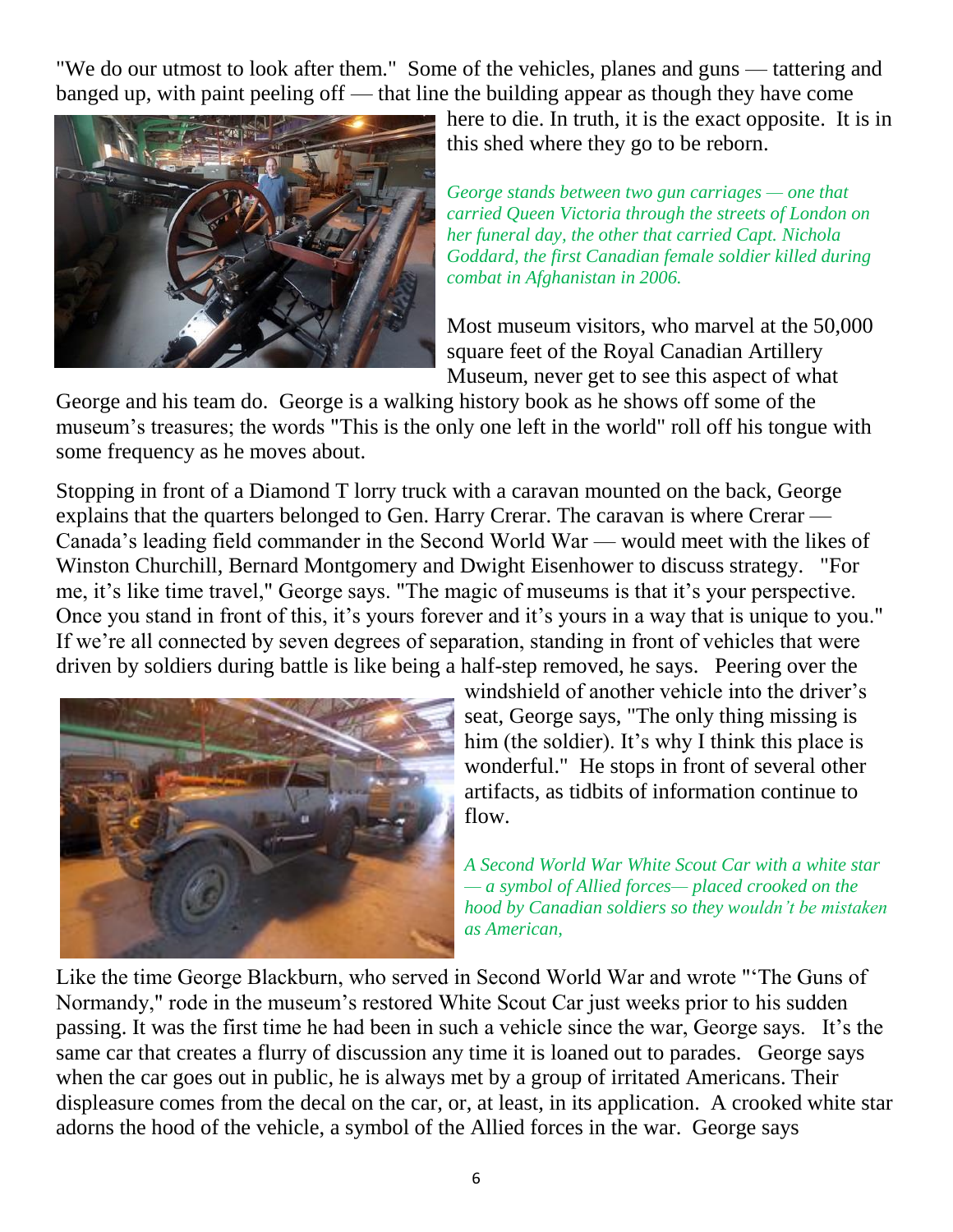"We do our utmost to look after them." Some of the vehicles, planes and guns — tattering and banged up, with paint peeling off — that line the building appear as though they have come here to die. In truth, it is the exact opposite. It is in this shed where they go to be reborn.

*George stands between two gun carriages — one that carried Queen Victoria through the streets of London on her funeral day, the other that carried Capt. Nichola Goddard, the first Canadian female soldier killed during combat in Afghanistan in 2006.*

Most museum visitors, who marvel at the 50,000 square feet of the Royal Canadian Artillery Museum, never get to see this aspect of what George and his team do. George is a walking history book as he shows off some of the museum's treasures; the words "This is the only one left in the world" roll off his tongue with some frequency as he moves about.

Stopping in front of a Diamond T lorry truck with a caravan mounted on the back, George explains that the quarters belonged to Gen. Harry Crerar. The caravan is where Crerar — Canada's leading field commander in the Second World War — would meet with the likes of Winston Churchill, Bernard Montgomery and Dwight Eisenhower to discuss strategy. "For me, it's like time travel," George says. "The magic of museums is that it's your perspective. Once you stand in front of this, it's yours forever and it's yours in a way that is unique to you." If we're all connected by seven degrees of separation, standing in front of vehicles that were driven by soldiers during battle is like being a half-step removed, he says. Peering over the windshield of another vehicle into the driver's seat, George says, "The only thing missing is him (the soldier). It's why I think this place is wonderful." He stops in front of several other artifacts, as tidbits of information continue to flow.

*A Second World War White Scout Car with a white star — a symbol of Allied forces— placed crooked on the hood by Canadian soldiers so they wouldn't be mistaken as American,*

Like the time George Blackburn, who served in Second World War and wrote "'The Guns of Normandy," rode in the museum's restored White Scout Car just weeks prior to his sudden passing. It was the first time he had been in such a vehicle since the war, George says. It's the same car that creates a flurry of discussion any time it is loaned out to parades. George says when the car goes out in public, he is always met by a group of irritated Americans. Their displeasure comes from the decal on the car, or, at least, in its application. A crooked white star adorns the hood of the vehicle, a symbol of the Allied forces in the war. George says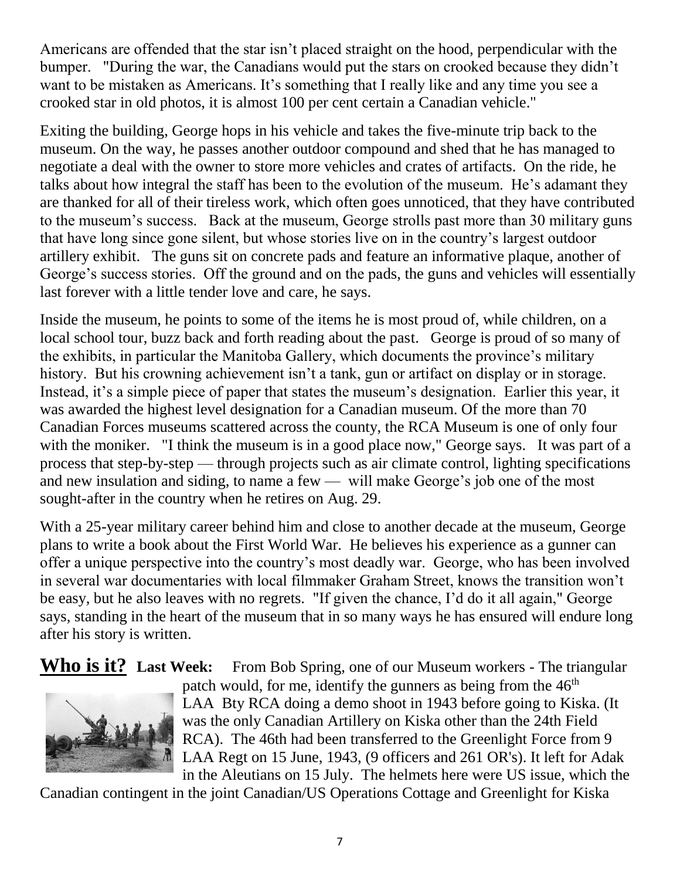Americans are offended that the star isn't placed straight on the hood, perpendicular with the bumper. "During the war, the Canadians would put the stars on crooked because they didn't want to be mistaken as Americans. It's something that I really like and any time you see a crooked star in old photos, it is almost 100 per cent certain a Canadian vehicle."

Exiting the building, George hops in his vehicle and takes the five-minute trip back to the museum. On the way, he passes another outdoor compound and shed that he has managed to negotiate a deal with the owner to store more vehicles and crates of artifacts. On the ride, he talks about how integral the staff has been to the evolution of the museum. He's adamant they are thanked for all of their tireless work, which often goes unnoticed, that they have contributed to the museum's success. Back at the museum, George strolls past more than 30 military guns that have long since gone silent, but whose stories live on in the country's largest outdoor artillery exhibit. The guns sit on concrete pads and feature an informative plaque, another of George's success stories. Off the ground and on the pads, the guns and vehicles will essentially last forever with a little tender love and care, he says.

Inside the museum, he points to some of the items he is most proud of, while children, on a local school tour, buzz back and forth reading about the past. George is proud of so many of the exhibits, in particular the Manitoba Gallery, which documents the province's military history. But his crowning achievement isn't a tank, gun or artifact on display or in storage. Instead, it's a simple piece of paper that states the museum's designation. Earlier this year, it was awarded the highest level designation for a Canadian museum. Of the more than 70 Canadian Forces museums scattered across the county, the RCA Museum is one of only four with the moniker. "I think the museum is in a good place now," George says. It was part of a process that step-by-step — through projects such as air climate control, lighting specifications and new insulation and siding, to name a few — will make George's job one of the most sought-after in the country when he retires on Aug. 29.

With a 25-year military career behind him and close to another decade at the museum, George plans to write a book about the First World War. He believes his experience as a gunner can offer a unique perspective into the country's most deadly war. George, who has been involved in several war documentaries with local filmmaker Graham Street, knows the transition won't be easy, but he also leaves with no regrets. "If given the chance, I'd do it all again," George says, standing in the heart of the museum that in so many ways he has ensured will endure long after his story is written.

## Who is it?

**Last Week:** From Bob Spring, one of our Museum workers - The triangular patch would, for me, identify the gunners as being from the 46th LAA Bty RCA doing a demo shoot in 1943 before going to Kiska. (It was the only Canadian Artillery on Kiska other than the 24th Field RCA). The 46th had been transferred to the Greenlight Force from 9 LAA Regt on 15 June, 1943, (9 officers and 261 OR's). It left for Adak in the Aleutians on 15 July. The helmets here were US issue, which the Canadian contingent in the joint Canadian/US Operations Cottage and Greenlight for Kiska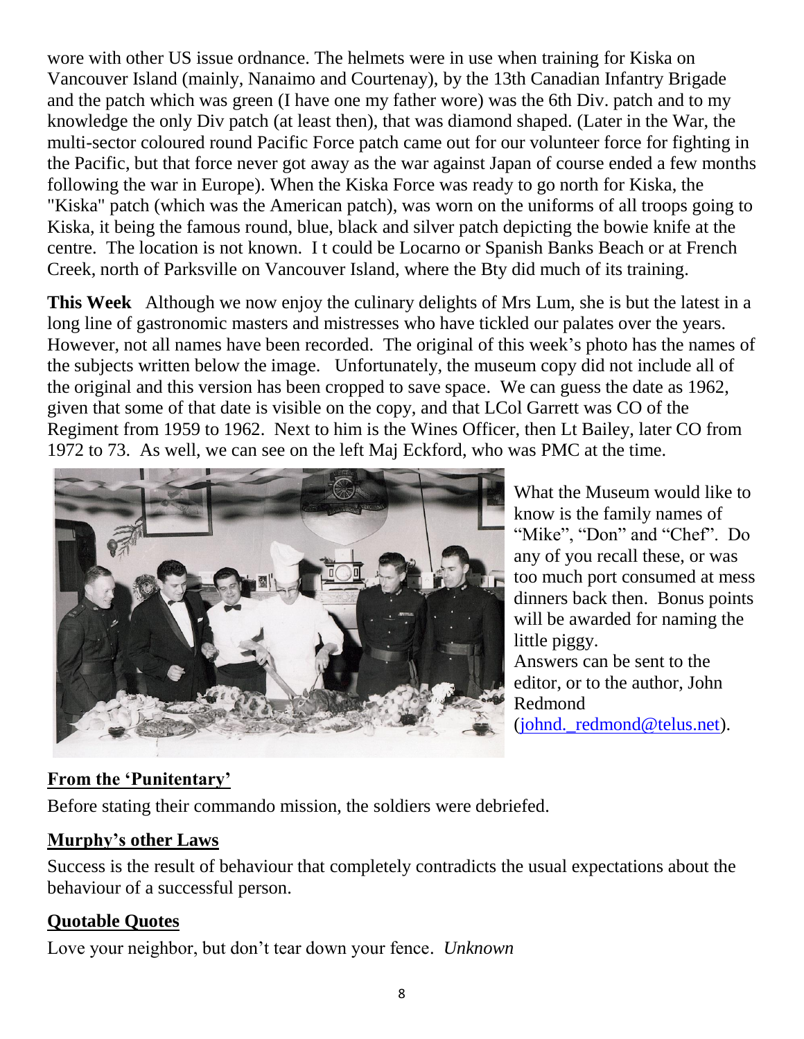wore with other US issue ordnance. The helmets were in use when training for Kiska on Vancouver Island (mainly, Nanaimo and Courtenay), by the 13th Canadian Infantry Brigade and the patch which was green (I have one my father wore) was the 6th Div. patch and to my knowledge the only Div patch (at least then), that was diamond shaped. (Later in the War, the multi-sector coloured round Pacific Force patch came out for our volunteer force for fighting in the Pacific, but that force never got away as the war against Japan of course ended a few months following the war in Europe). When the Kiska Force was ready to go north for Kiska, the "Kiska" patch (which was the American patch), was worn on the uniforms of all troops going to Kiska, it being the famous round, blue, black and silver patch depicting the bowie knife at the centre. The location is not known. I t could be Locarno or Spanish Banks Beach or at French Creek, north of Parksville on Vancouver Island, where the Bty did much of its training.

**This Week** Although we now enjoy the culinary delights of Mrs Lum, she is but the latest in a long line of gastronomic masters and mistresses who have tickled our palates over the years. However, not all names have been recorded. The original of this week's photo has the names of the subjects written below the image. Unfortunately, the museum copy did not include all of the original and this version has been cropped to save space. We can guess the date as 1962, given that some of that date is visible on the copy, and that LCol Garrett was CO of the Regiment from 1959 to 1962. Next to him is the Wines Officer, then Lt Bailey, later CO from 1972 to 73. As well, we can see on the left Maj Eckford, who was PMC at the time.

What the Museum would like to know is the family names of "Mike", "Don" and "Chef". Do any of you recall these, or was too much port consumed at mess dinners back then. Bonus points will be awarded for naming the little piggy.

Answers can be sent to the editor, or to the author, John Redmond (johnd._redmond@telus.net).

## From the 'Punitentary'

Before stating their commando mission, the soldiers were debriefed.

## Murphy's other Laws

Success is the result of behaviour that completely contradicts the usual expectations about the behaviour of a successful person.

## Quotable Quotes

Love your neighbor, but don't tear down your fence. *Unknown*